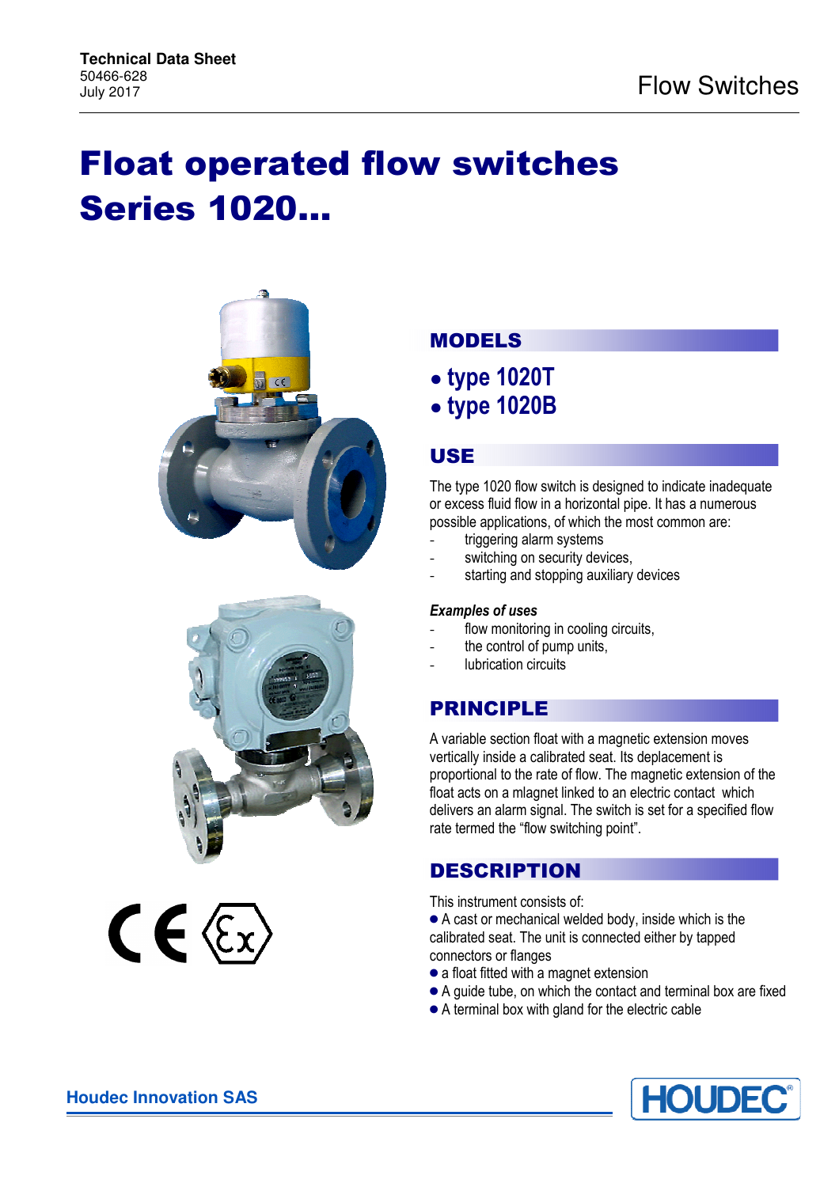**Technical Data Sheet**
50466-628
July 2017

Flow Switches

# Float operated flow switches Series 1020...

## MODELS

- **type 1020T**
- **type 1020B**

## USE

The type 1020 flow switch is designed to indicate inadequate or excess fluid flow in a horizontal pipe. It has a numerous possible applications, of which the most common are:

- triggering alarm systems
- switching on security devices,
- starting and stopping auxiliary devices

***Examples of uses***

- flow monitoring in cooling circuits,
- the control of pump units,
- lubrication circuits

## PRINCIPLE

A variable section float with a magnetic extension moves vertically inside a calibrated seat. Its deplacement is proportional to the rate of flow. The magnetic extension of the float acts on a mlagnet linked to an electric contact which delivers an alarm signal. The switch is set for a specified flow rate termed the "flow switching point".

## DESCRIPTION

This instrument consists of:

- A cast or mechanical welded body, inside which is the calibrated seat. The unit is connected either by tapped connectors or flanges
- a float fitted with a magnet extension
- A guide tube, on which the contact and terminal box are fixed
- A terminal box with gland for the electric cable

**Houdec Innovation SAS**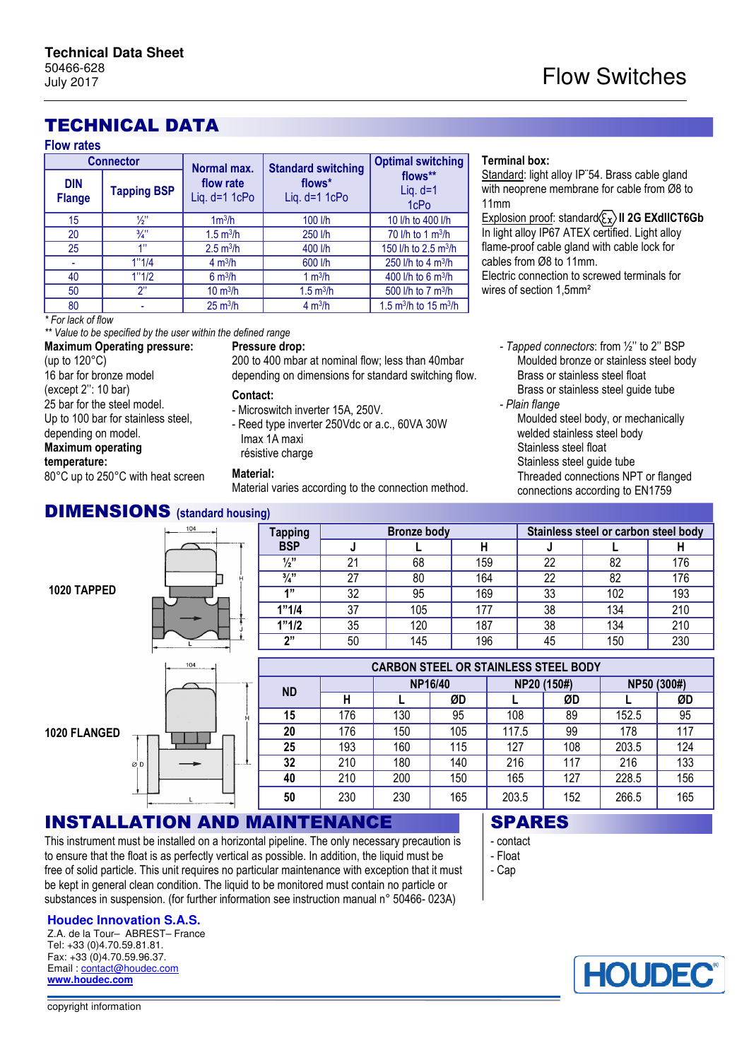Technical Data Sheet
50466-628
July 2017

Flow Switches

## TECHNICAL DATA

### Flow rates

| Connector | | Normal max. flow rate Liq. d=1 1cPo | Standard switching flows* Liq. d=1 1cPo | Optimal switching flows** Liq. d=1 1cPo |
|---|---|---|---|---|
| DIN Flange | Tapping BSP | | | |
| 15 | ½'' | 1m³/h | 100 l/h | 10 l/h to 400 l/h |
| 20 | ¾'' | 1.5 m³/h | 250 l/h | 70 l/h to 1 m³/h |
| 25 | 1'' | 2.5 m³/h | 400 l/h | 150 l/h to 2.5 m³/h |
| - | 1''1/4 | 4 m³/h | 600 l/h | 250 l/h to 4 m³/h |
| 40 | 1''1/2 | 6 m³/h | 1 m³/h | 400 l/h to 6 m³/h |
| 50 | 2'' | 10 m³/h | 1.5 m³/h | 500 l/h to 7 m³/h |
| 80 | - | 25 m³/h | 4 m³/h | 1.5 m³/h to 15 m³/h |

*\* For lack of flow*
*\*\* Value to be specified by the user within the defined range*

**Terminal box:**
Standard: light alloy IP 54. Brass cable gland with neoprene membrane for cable from Ø8 to 11mm
Explosion proof: standard Ex **II 2G EXdIICT6Gb**
In light alloy IP67 ATEX certified. Light alloy flame-proof cable gland with cable lock for cables from Ø8 to 11mm.
Electric connection to screwed terminals for wires of section 1,5mm²

**Maximum Operating pressure:**
(up to 120°C)
16 bar for bronze model
(except 2'': 10 bar)
25 bar for the steel model.
Up to 100 bar for stainless steel, depending on model.

**Maximum operating temperature:**
80°C up to 250°C with heat screen

**Pressure drop:**
200 to 400 mbar at nominal flow; less than 40mbar depending on dimensions for standard switching flow.

**Contact:**
- Microswitch inverter 15A, 250V.
- Reed type inverter 250Vdc or a.c., 60VA 30W
  Imax 1A maxi
  résistive charge

**Material:**
Material varies according to the connection method.

- *Tapped connectors*: from ½'' to 2'' BSP
  Moulded bronze or stainless steel body
  Brass or stainless steel float
  Brass or stainless steel guide tube
- *Plain flange*
  Moulded steel body, or mechanically welded stainless steel body
  Stainless steel float
  Stainless steel guide tube
  Threaded connections NPT or flanged connections according to EN1759

## DIMENSIONS (standard housing)

**1020 TAPPED**

| Tapping BSP | Bronze body | | | Stainless steel or carbon steel body | | |
|---|---|---|---|---|---|---|
| | J | L | H | J | L | H |
| ½'' | 21 | 68 | 159 | 22 | 82 | 176 |
| ¾'' | 27 | 80 | 164 | 22 | 82 | 176 |
| 1'' | 32 | 95 | 169 | 33 | 102 | 193 |
| 1''1/4 | 37 | 105 | 177 | 38 | 134 | 210 |
| 1''1/2 | 35 | 120 | 187 | 38 | 134 | 210 |
| 2'' | 50 | 145 | 196 | 45 | 150 | 230 |

**1020 FLANGED**

| ND | CARBON STEEL OR STAINLESS STEEL BODY | | | | | | |
|---|---|---|---|---|---|---|---|
| | H | NP16/40 | | NP20 (150#) | | NP50 (300#) | |
| | | L | ØD | L | ØD | L | ØD |
| 15 | 176 | 130 | 95 | 108 | 89 | 152.5 | 95 |
| 20 | 176 | 150 | 105 | 117.5 | 99 | 178 | 117 |
| 25 | 193 | 160 | 115 | 127 | 108 | 203.5 | 124 |
| 32 | 210 | 180 | 140 | 216 | 117 | 216 | 133 |
| 40 | 210 | 200 | 150 | 165 | 127 | 228.5 | 156 |
| 50 | 230 | 230 | 165 | 203.5 | 152 | 266.5 | 165 |

## INSTALLATION AND MAINTENANCE

This instrument must be installed on a horizontal pipeline. The only necessary precaution is to ensure that the float is as perfectly vertical as possible. In addition, the liquid must be free of solid particle. This unit requires no particular maintenance with exception that it must be kept in general clean condition. The liquid to be monitored must contain no particle or substances in suspension. (for further information see instruction manual n° 50466- 023A)

## SPARES

- contact
- Float
- Cap

**Houdec Innovation S.A.S.**
Z.A. de la Tour– ABREST– France
Tel: +33 (0)4.70.59.81.81.
Fax: +33 (0)4.70.59.96.37.
Email : contact@houdec.com
www.houdec.com

HOUDEC

copyright information